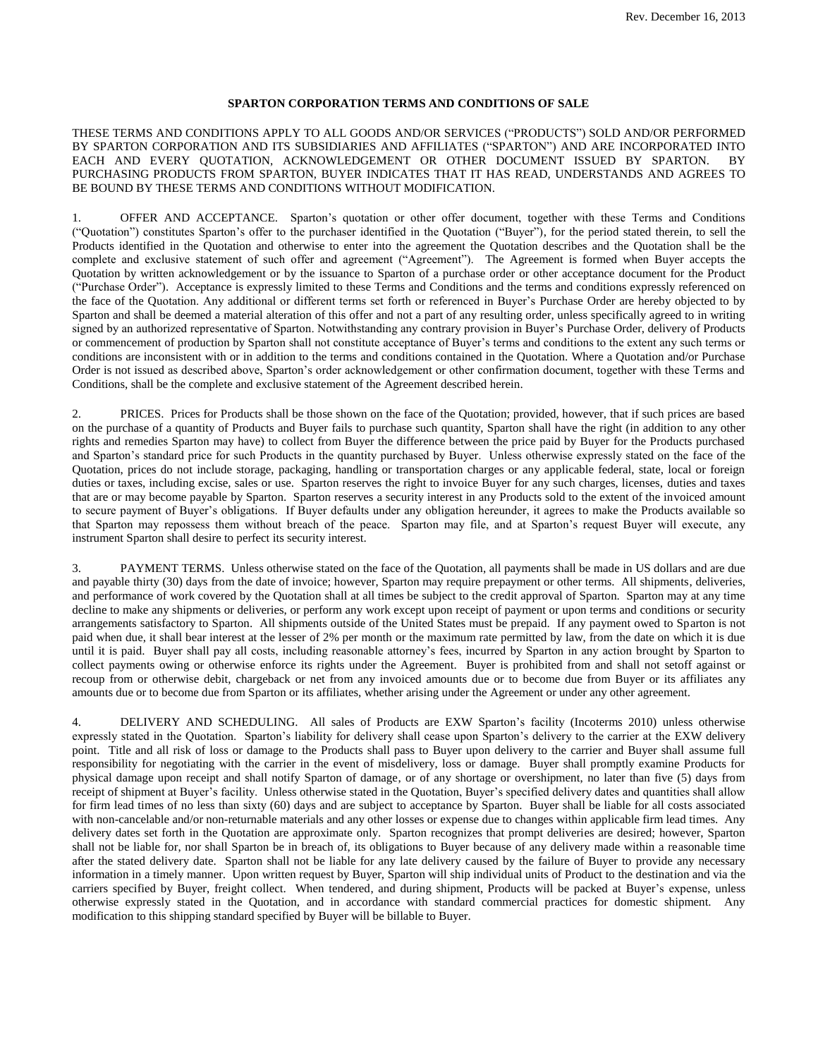Rev. December 16, 2013

# SPARTON CORPORATION TERMS AND CONDITIONS OF SALE

THESE TERMS AND CONDITIONS APPLY TO ALL GOODS AND/OR SERVICES ("PRODUCTS") SOLD AND/OR PERFORMED BY SPARTON CORPORATION AND ITS SUBSIDIARIES AND AFFILIATES ("SPARTON") AND ARE INCORPORATED INTO EACH AND EVERY QUOTATION, ACKNOWLEDGEMENT OR OTHER DOCUMENT ISSUED BY SPARTON. BY PURCHASING PRODUCTS FROM SPARTON, BUYER INDICATES THAT IT HAS READ, UNDERSTANDS AND AGREES TO BE BOUND BY THESE TERMS AND CONDITIONS WITHOUT MODIFICATION.

1. OFFER AND ACCEPTANCE. Sparton's quotation or other offer document, together with these Terms and Conditions ("Quotation") constitutes Sparton's offer to the purchaser identified in the Quotation ("Buyer"), for the period stated therein, to sell the Products identified in the Quotation and otherwise to enter into the agreement the Quotation describes and the Quotation shall be the complete and exclusive statement of such offer and agreement ("Agreement"). The Agreement is formed when Buyer accepts the Quotation by written acknowledgement or by the issuance to Sparton of a purchase order or other acceptance document for the Product ("Purchase Order"). Acceptance is expressly limited to these Terms and Conditions and the terms and conditions expressly referenced on the face of the Quotation. Any additional or different terms set forth or referenced in Buyer's Purchase Order are hereby objected to by Sparton and shall be deemed a material alteration of this offer and not a part of any resulting order, unless specifically agreed to in writing signed by an authorized representative of Sparton. Notwithstanding any contrary provision in Buyer's Purchase Order, delivery of Products or commencement of production by Sparton shall not constitute acceptance of Buyer's terms and conditions to the extent any such terms or conditions are inconsistent with or in addition to the terms and conditions contained in the Quotation. Where a Quotation and/or Purchase Order is not issued as described above, Sparton's order acknowledgement or other confirmation document, together with these Terms and Conditions, shall be the complete and exclusive statement of the Agreement described herein.

2. PRICES. Prices for Products shall be those shown on the face of the Quotation; provided, however, that if such prices are based on the purchase of a quantity of Products and Buyer fails to purchase such quantity, Sparton shall have the right (in addition to any other rights and remedies Sparton may have) to collect from Buyer the difference between the price paid by Buyer for the Products purchased and Sparton's standard price for such Products in the quantity purchased by Buyer. Unless otherwise expressly stated on the face of the Quotation, prices do not include storage, packaging, handling or transportation charges or any applicable federal, state, local or foreign duties or taxes, including excise, sales or use. Sparton reserves the right to invoice Buyer for any such charges, licenses, duties and taxes that are or may become payable by Sparton. Sparton reserves a security interest in any Products sold to the extent of the invoiced amount to secure payment of Buyer's obligations. If Buyer defaults under any obligation hereunder, it agrees to make the Products available so that Sparton may repossess them without breach of the peace. Sparton may file, and at Sparton's request Buyer will execute, any instrument Sparton shall desire to perfect its security interest.

3. PAYMENT TERMS. Unless otherwise stated on the face of the Quotation, all payments shall be made in US dollars and are due and payable thirty (30) days from the date of invoice; however, Sparton may require prepayment or other terms. All shipments, deliveries, and performance of work covered by the Quotation shall at all times be subject to the credit approval of Sparton. Sparton may at any time decline to make any shipments or deliveries, or perform any work except upon receipt of payment or upon terms and conditions or security arrangements satisfactory to Sparton. All shipments outside of the United States must be prepaid. If any payment owed to Sparton is not paid when due, it shall bear interest at the lesser of 2% per month or the maximum rate permitted by law, from the date on which it is due until it is paid. Buyer shall pay all costs, including reasonable attorney's fees, incurred by Sparton in any action brought by Sparton to collect payments owing or otherwise enforce its rights under the Agreement. Buyer is prohibited from and shall not setoff against or recoup from or otherwise debit, chargeback or net from any invoiced amounts due or to become due from Buyer or its affiliates any amounts due or to become due from Sparton or its affiliates, whether arising under the Agreement or under any other agreement.

4. DELIVERY AND SCHEDULING. All sales of Products are EXW Sparton's facility (Incoterms 2010) unless otherwise expressly stated in the Quotation. Sparton's liability for delivery shall cease upon Sparton's delivery to the carrier at the EXW delivery point. Title and all risk of loss or damage to the Products shall pass to Buyer upon delivery to the carrier and Buyer shall assume full responsibility for negotiating with the carrier in the event of misdelivery, loss or damage. Buyer shall promptly examine Products for physical damage upon receipt and shall notify Sparton of damage, or of any shortage or overshipment, no later than five (5) days from receipt of shipment at Buyer's facility. Unless otherwise stated in the Quotation, Buyer's specified delivery dates and quantities shall allow for firm lead times of no less than sixty (60) days and are subject to acceptance by Sparton. Buyer shall be liable for all costs associated with non-cancelable and/or non-returnable materials and any other losses or expense due to changes within applicable firm lead times. Any delivery dates set forth in the Quotation are approximate only. Sparton recognizes that prompt deliveries are desired; however, Sparton shall not be liable for, nor shall Sparton be in breach of, its obligations to Buyer because of any delivery made within a reasonable time after the stated delivery date. Sparton shall not be liable for any late delivery caused by the failure of Buyer to provide any necessary information in a timely manner. Upon written request by Buyer, Sparton will ship individual units of Product to the destination and via the carriers specified by Buyer, freight collect. When tendered, and during shipment, Products will be packed at Buyer's expense, unless otherwise expressly stated in the Quotation, and in accordance with standard commercial practices for domestic shipment. Any modification to this shipping standard specified by Buyer will be billable to Buyer.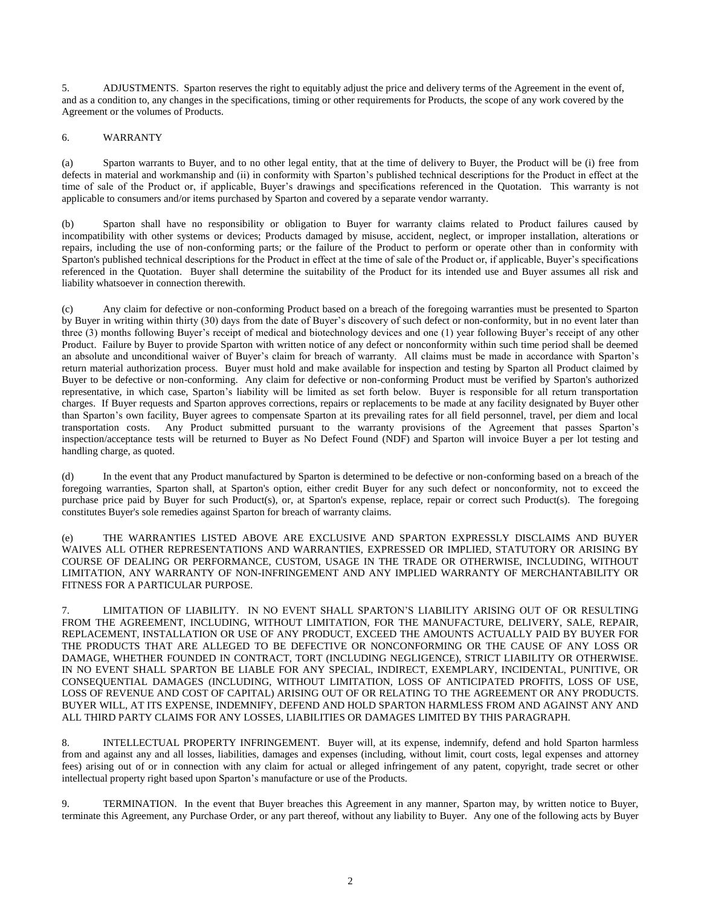5. ADJUSTMENTS. Sparton reserves the right to equitably adjust the price and delivery terms of the Agreement in the event of, and as a condition to, any changes in the specifications, timing or other requirements for Products, the scope of any work covered by the Agreement or the volumes of Products.

6. WARRANTY

(a) Sparton warrants to Buyer, and to no other legal entity, that at the time of delivery to Buyer, the Product will be (i) free from defects in material and workmanship and (ii) in conformity with Sparton's published technical descriptions for the Product in effect at the time of sale of the Product or, if applicable, Buyer's drawings and specifications referenced in the Quotation. This warranty is not applicable to consumers and/or items purchased by Sparton and covered by a separate vendor warranty.

(b) Sparton shall have no responsibility or obligation to Buyer for warranty claims related to Product failures caused by incompatibility with other systems or devices; Products damaged by misuse, accident, neglect, or improper installation, alterations or repairs, including the use of non-conforming parts; or the failure of the Product to perform or operate other than in conformity with Sparton's published technical descriptions for the Product in effect at the time of sale of the Product or, if applicable, Buyer's specifications referenced in the Quotation. Buyer shall determine the suitability of the Product for its intended use and Buyer assumes all risk and liability whatsoever in connection therewith.

(c) Any claim for defective or non-conforming Product based on a breach of the foregoing warranties must be presented to Sparton by Buyer in writing within thirty (30) days from the date of Buyer's discovery of such defect or non-conformity, but in no event later than three (3) months following Buyer's receipt of medical and biotechnology devices and one (1) year following Buyer's receipt of any other Product. Failure by Buyer to provide Sparton with written notice of any defect or nonconformity within such time period shall be deemed an absolute and unconditional waiver of Buyer's claim for breach of warranty. All claims must be made in accordance with Sparton's return material authorization process. Buyer must hold and make available for inspection and testing by Sparton all Product claimed by Buyer to be defective or non-conforming. Any claim for defective or non-conforming Product must be verified by Sparton's authorized representative, in which case, Sparton's liability will be limited as set forth below. Buyer is responsible for all return transportation charges. If Buyer requests and Sparton approves corrections, repairs or replacements to be made at any facility designated by Buyer other than Sparton's own facility, Buyer agrees to compensate Sparton at its prevailing rates for all field personnel, travel, per diem and local transportation costs. Any Product submitted pursuant to the warranty provisions of the Agreement that passes Sparton's inspection/acceptance tests will be returned to Buyer as No Defect Found (NDF) and Sparton will invoice Buyer a per lot testing and handling charge, as quoted.

(d) In the event that any Product manufactured by Sparton is determined to be defective or non-conforming based on a breach of the foregoing warranties, Sparton shall, at Sparton's option, either credit Buyer for any such defect or nonconformity, not to exceed the purchase price paid by Buyer for such Product(s), or, at Sparton's expense, replace, repair or correct such Product(s). The foregoing constitutes Buyer's sole remedies against Sparton for breach of warranty claims.

(e) THE WARRANTIES LISTED ABOVE ARE EXCLUSIVE AND SPARTON EXPRESSLY DISCLAIMS AND BUYER WAIVES ALL OTHER REPRESENTATIONS AND WARRANTIES, EXPRESSED OR IMPLIED, STATUTORY OR ARISING BY COURSE OF DEALING OR PERFORMANCE, CUSTOM, USAGE IN THE TRADE OR OTHERWISE, INCLUDING, WITHOUT LIMITATION, ANY WARRANTY OF NON-INFRINGEMENT AND ANY IMPLIED WARRANTY OF MERCHANTABILITY OR FITNESS FOR A PARTICULAR PURPOSE.

7. LIMITATION OF LIABILITY. IN NO EVENT SHALL SPARTON'S LIABILITY ARISING OUT OF OR RESULTING FROM THE AGREEMENT, INCLUDING, WITHOUT LIMITATION, FOR THE MANUFACTURE, DELIVERY, SALE, REPAIR, REPLACEMENT, INSTALLATION OR USE OF ANY PRODUCT, EXCEED THE AMOUNTS ACTUALLY PAID BY BUYER FOR THE PRODUCTS THAT ARE ALLEGED TO BE DEFECTIVE OR NONCONFORMING OR THE CAUSE OF ANY LOSS OR DAMAGE, WHETHER FOUNDED IN CONTRACT, TORT (INCLUDING NEGLIGENCE), STRICT LIABILITY OR OTHERWISE. IN NO EVENT SHALL SPARTON BE LIABLE FOR ANY SPECIAL, INDIRECT, EXEMPLARY, INCIDENTAL, PUNITIVE, OR CONSEQUENTIAL DAMAGES (INCLUDING, WITHOUT LIMITATION, LOSS OF ANTICIPATED PROFITS, LOSS OF USE, LOSS OF REVENUE AND COST OF CAPITAL) ARISING OUT OF OR RELATING TO THE AGREEMENT OR ANY PRODUCTS. BUYER WILL, AT ITS EXPENSE, INDEMNIFY, DEFEND AND HOLD SPARTON HARMLESS FROM AND AGAINST ANY AND ALL THIRD PARTY CLAIMS FOR ANY LOSSES, LIABILITIES OR DAMAGES LIMITED BY THIS PARAGRAPH.

8. INTELLECTUAL PROPERTY INFRINGEMENT. Buyer will, at its expense, indemnify, defend and hold Sparton harmless from and against any and all losses, liabilities, damages and expenses (including, without limit, court costs, legal expenses and attorney fees) arising out of or in connection with any claim for actual or alleged infringement of any patent, copyright, trade secret or other intellectual property right based upon Sparton's manufacture or use of the Products.

9. TERMINATION. In the event that Buyer breaches this Agreement in any manner, Sparton may, by written notice to Buyer, terminate this Agreement, any Purchase Order, or any part thereof, without any liability to Buyer. Any one of the following acts by Buyer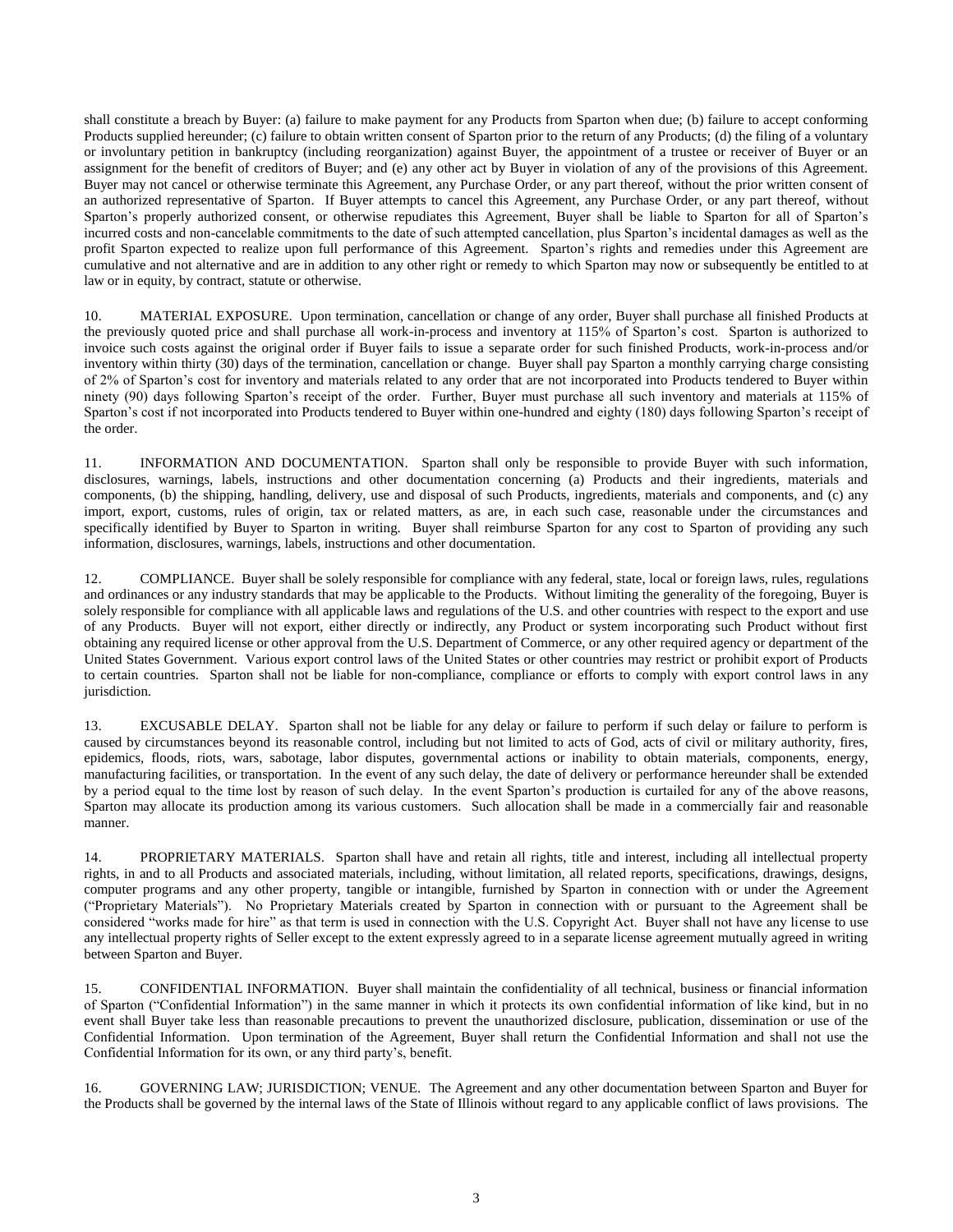shall constitute a breach by Buyer: (a) failure to make payment for any Products from Sparton when due; (b) failure to accept conforming Products supplied hereunder; (c) failure to obtain written consent of Sparton prior to the return of any Products; (d) the filing of a voluntary or involuntary petition in bankruptcy (including reorganization) against Buyer, the appointment of a trustee or receiver of Buyer or an assignment for the benefit of creditors of Buyer; and (e) any other act by Buyer in violation of any of the provisions of this Agreement. Buyer may not cancel or otherwise terminate this Agreement, any Purchase Order, or any part thereof, without the prior written consent of an authorized representative of Sparton. If Buyer attempts to cancel this Agreement, any Purchase Order, or any part thereof, without Sparton's properly authorized consent, or otherwise repudiates this Agreement, Buyer shall be liable to Sparton for all of Sparton's incurred costs and non-cancelable commitments to the date of such attempted cancellation, plus Sparton's incidental damages as well as the profit Sparton expected to realize upon full performance of this Agreement. Sparton's rights and remedies under this Agreement are cumulative and not alternative and are in addition to any other right or remedy to which Sparton may now or subsequently be entitled to at law or in equity, by contract, statute or otherwise.

10. MATERIAL EXPOSURE. Upon termination, cancellation or change of any order, Buyer shall purchase all finished Products at the previously quoted price and shall purchase all work-in-process and inventory at 115% of Sparton's cost. Sparton is authorized to invoice such costs against the original order if Buyer fails to issue a separate order for such finished Products, work-in-process and/or inventory within thirty (30) days of the termination, cancellation or change. Buyer shall pay Sparton a monthly carrying charge consisting of 2% of Sparton's cost for inventory and materials related to any order that are not incorporated into Products tendered to Buyer within ninety (90) days following Sparton's receipt of the order. Further, Buyer must purchase all such inventory and materials at 115% of Sparton's cost if not incorporated into Products tendered to Buyer within one-hundred and eighty (180) days following Sparton's receipt of the order.

11. INFORMATION AND DOCUMENTATION. Sparton shall only be responsible to provide Buyer with such information, disclosures, warnings, labels, instructions and other documentation concerning (a) Products and their ingredients, materials and components, (b) the shipping, handling, delivery, use and disposal of such Products, ingredients, materials and components, and (c) any import, export, customs, rules of origin, tax or related matters, as are, in each such case, reasonable under the circumstances and specifically identified by Buyer to Sparton in writing. Buyer shall reimburse Sparton for any cost to Sparton of providing any such information, disclosures, warnings, labels, instructions and other documentation.

12. COMPLIANCE. Buyer shall be solely responsible for compliance with any federal, state, local or foreign laws, rules, regulations and ordinances or any industry standards that may be applicable to the Products. Without limiting the generality of the foregoing, Buyer is solely responsible for compliance with all applicable laws and regulations of the U.S. and other countries with respect to the export and use of any Products. Buyer will not export, either directly or indirectly, any Product or system incorporating such Product without first obtaining any required license or other approval from the U.S. Department of Commerce, or any other required agency or department of the United States Government. Various export control laws of the United States or other countries may restrict or prohibit export of Products to certain countries. Sparton shall not be liable for non-compliance, compliance or efforts to comply with export control laws in any jurisdiction.

13. EXCUSABLE DELAY. Sparton shall not be liable for any delay or failure to perform if such delay or failure to perform is caused by circumstances beyond its reasonable control, including but not limited to acts of God, acts of civil or military authority, fires, epidemics, floods, riots, wars, sabotage, labor disputes, governmental actions or inability to obtain materials, components, energy, manufacturing facilities, or transportation. In the event of any such delay, the date of delivery or performance hereunder shall be extended by a period equal to the time lost by reason of such delay. In the event Sparton's production is curtailed for any of the above reasons, Sparton may allocate its production among its various customers. Such allocation shall be made in a commercially fair and reasonable manner.

14. PROPRIETARY MATERIALS. Sparton shall have and retain all rights, title and interest, including all intellectual property rights, in and to all Products and associated materials, including, without limitation, all related reports, specifications, drawings, designs, computer programs and any other property, tangible or intangible, furnished by Sparton in connection with or under the Agreement ("Proprietary Materials"). No Proprietary Materials created by Sparton in connection with or pursuant to the Agreement shall be considered "works made for hire" as that term is used in connection with the U.S. Copyright Act. Buyer shall not have any license to use any intellectual property rights of Seller except to the extent expressly agreed to in a separate license agreement mutually agreed in writing between Sparton and Buyer.

15. CONFIDENTIAL INFORMATION. Buyer shall maintain the confidentiality of all technical, business or financial information of Sparton ("Confidential Information") in the same manner in which it protects its own confidential information of like kind, but in no event shall Buyer take less than reasonable precautions to prevent the unauthorized disclosure, publication, dissemination or use of the Confidential Information. Upon termination of the Agreement, Buyer shall return the Confidential Information and shall not use the Confidential Information for its own, or any third party's, benefit.

16. GOVERNING LAW; JURISDICTION; VENUE. The Agreement and any other documentation between Sparton and Buyer for the Products shall be governed by the internal laws of the State of Illinois without regard to any applicable conflict of laws provisions. The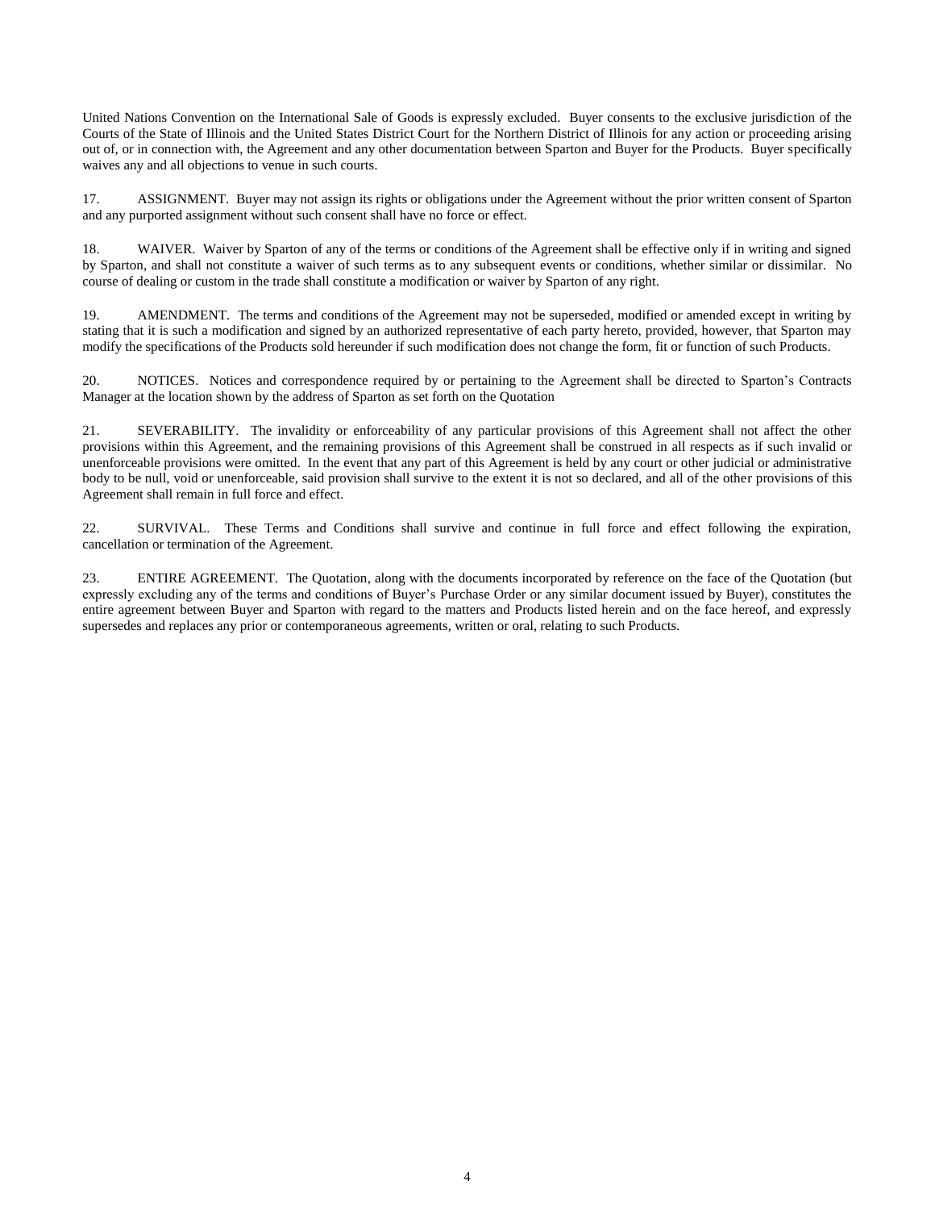United Nations Convention on the International Sale of Goods is expressly excluded. Buyer consents to the exclusive jurisdiction of the Courts of the State of Illinois and the United States District Court for the Northern District of Illinois for any action or proceeding arising out of, or in connection with, the Agreement and any other documentation between Sparton and Buyer for the Products. Buyer specifically waives any and all objections to venue in such courts.

17. ASSIGNMENT. Buyer may not assign its rights or obligations under the Agreement without the prior written consent of Sparton and any purported assignment without such consent shall have no force or effect.

18. WAIVER. Waiver by Sparton of any of the terms or conditions of the Agreement shall be effective only if in writing and signed by Sparton, and shall not constitute a waiver of such terms as to any subsequent events or conditions, whether similar or dissimilar. No course of dealing or custom in the trade shall constitute a modification or waiver by Sparton of any right.

19. AMENDMENT. The terms and conditions of the Agreement may not be superseded, modified or amended except in writing by stating that it is such a modification and signed by an authorized representative of each party hereto, provided, however, that Sparton may modify the specifications of the Products sold hereunder if such modification does not change the form, fit or function of such Products.

20. NOTICES. Notices and correspondence required by or pertaining to the Agreement shall be directed to Sparton's Contracts Manager at the location shown by the address of Sparton as set forth on the Quotation

21. SEVERABILITY. The invalidity or enforceability of any particular provisions of this Agreement shall not affect the other provisions within this Agreement, and the remaining provisions of this Agreement shall be construed in all respects as if such invalid or unenforceable provisions were omitted. In the event that any part of this Agreement is held by any court or other judicial or administrative body to be null, void or unenforceable, said provision shall survive to the extent it is not so declared, and all of the other provisions of this Agreement shall remain in full force and effect.

22. SURVIVAL. These Terms and Conditions shall survive and continue in full force and effect following the expiration, cancellation or termination of the Agreement.

23. ENTIRE AGREEMENT. The Quotation, along with the documents incorporated by reference on the face of the Quotation (but expressly excluding any of the terms and conditions of Buyer's Purchase Order or any similar document issued by Buyer), constitutes the entire agreement between Buyer and Sparton with regard to the matters and Products listed herein and on the face hereof, and expressly supersedes and replaces any prior or contemporaneous agreements, written or oral, relating to such Products.